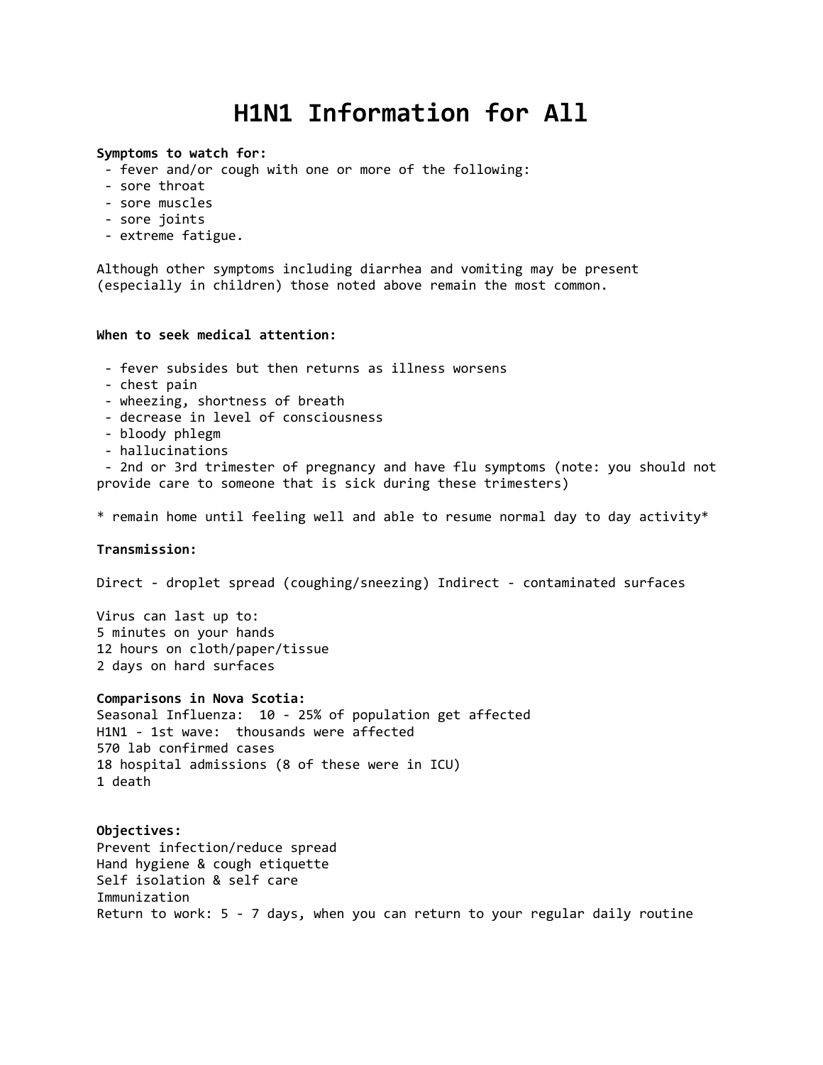# H1N1 Information for All

**Symptoms to watch for:**

- fever and/or cough with one or more of the following:
- sore throat
- sore muscles
- sore joints
- extreme fatigue.

Although other symptoms including diarrhea and vomiting may be present (especially in children) those noted above remain the most common.

**When to seek medical attention:**

- fever subsides but then returns as illness worsens
- chest pain
- wheezing, shortness of breath
- decrease in level of consciousness
- bloody phlegm
- hallucinations
- 2nd or 3rd trimester of pregnancy and have flu symptoms (note: you should not provide care to someone that is sick during these trimesters)

\* remain home until feeling well and able to resume normal day to day activity\*

**Transmission:**

Direct - droplet spread (coughing/sneezing) Indirect - contaminated surfaces

Virus can last up to:
5 minutes on your hands
12 hours on cloth/paper/tissue
2 days on hard surfaces

**Comparisons in Nova Scotia:**
Seasonal Influenza: 10 - 25% of population get affected
H1N1 - 1st wave: thousands were affected
570 lab confirmed cases
18 hospital admissions (8 of these were in ICU)
1 death

**Objectives:**
Prevent infection/reduce spread
Hand hygiene & cough etiquette
Self isolation & self care
Immunization
Return to work: 5 - 7 days, when you can return to your regular daily routine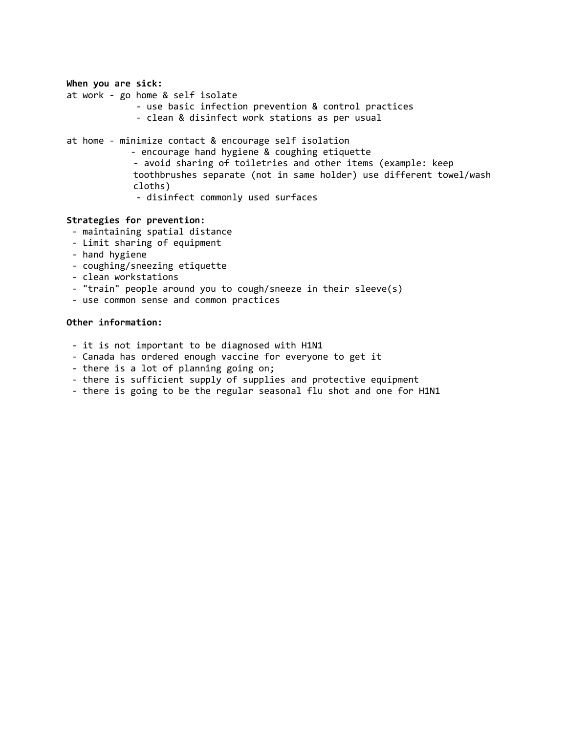**When you are sick:**

at work - go home & self isolate
- use basic infection prevention & control practices
- clean & disinfect work stations as per usual

at home - minimize contact & encourage self isolation
- encourage hand hygiene & coughing etiquette
- avoid sharing of toiletries and other items (example: keep toothbrushes separate (not in same holder) use different towel/wash cloths)
- disinfect commonly used surfaces

**Strategies for prevention:**

- maintaining spatial distance
- Limit sharing of equipment
- hand hygiene
- coughing/sneezing etiquette
- clean workstations
- "train" people around you to cough/sneeze in their sleeve(s)
- use common sense and common practices

**Other information:**

- it is not important to be diagnosed with H1N1
- Canada has ordered enough vaccine for everyone to get it
- there is a lot of planning going on;
- there is sufficient supply of supplies and protective equipment
- there is going to be the regular seasonal flu shot and one for H1N1